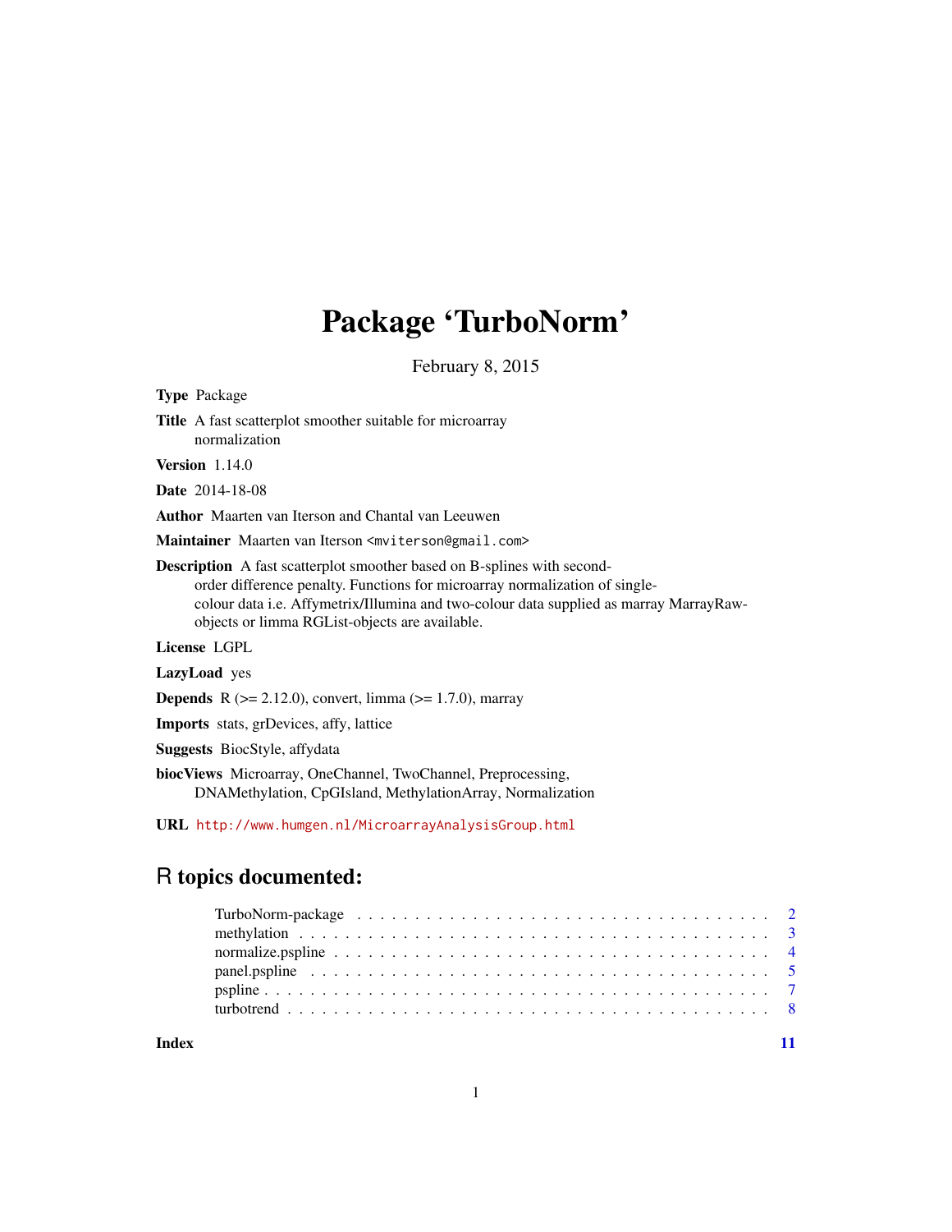# Package 'TurboNorm'

February 8, 2015

**Type** Package

**Title** A fast scatterplot smoother suitable for microarray normalization

**Version** 1.14.0

**Date** 2014-18-08

**Author** Maarten van Iterson and Chantal van Leeuwen

**Maintainer** Maarten van Iterson <mviterson@gmail.com>

**Description** A fast scatterplot smoother based on B-splines with second-order difference penalty. Functions for microarray normalization of single-colour data i.e. Affymetrix/Illumina and two-colour data supplied as marray MarrayRaw-objects or limma RGList-objects are available.

**License** LGPL

**LazyLoad** yes

**Depends** R (>= 2.12.0), convert, limma (>= 1.7.0), marray

**Imports** stats, grDevices, affy, lattice

**Suggests** BiocStyle, affydata

**biocViews** Microarray, OneChannel, TwoChannel, Preprocessing, DNAMethylation, CpGIsland, MethylationArray, Normalization

**URL** http://www.humgen.nl/MicroarrayAnalysisGroup.html

## R topics documented:

| | |
|---|---|
| TurboNorm-package | 2 |
| methylation | 3 |
| normalize.pspline | 4 |
| panel.pspline | 5 |
| pspline | 7 |
| turbotrend | 8 |
| **Index** | **11** |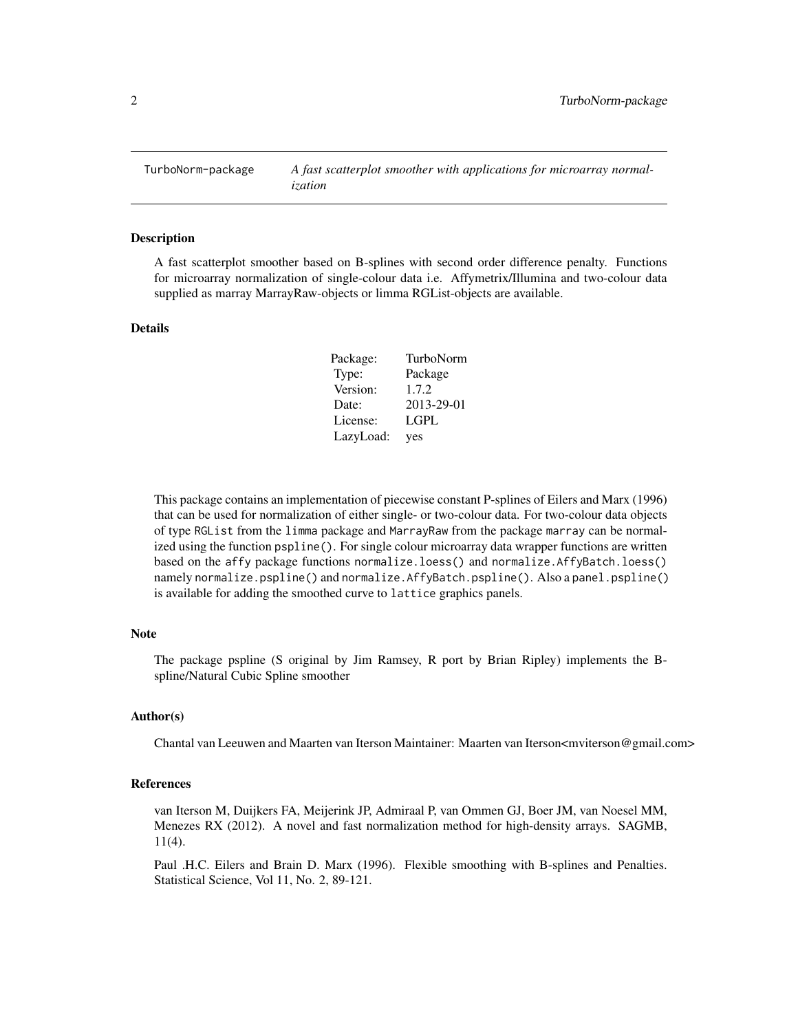TurboNorm-package *A fast scatterplot smoother with applications for microarray normalization*

### Description

A fast scatterplot smoother based on B-splines with second order difference penalty. Functions for microarray normalization of single-colour data i.e. Affymetrix/Illumina and two-colour data supplied as marray MarrayRaw-objects or limma RGList-objects are available.

### Details

| | |
|---|---|
| Package: | TurboNorm |
| Type: | Package |
| Version: | 1.7.2 |
| Date: | 2013-29-01 |
| License: | LGPL |
| LazyLoad: | yes |

This package contains an implementation of piecewise constant P-splines of Eilers and Marx (1996) that can be used for normalization of either single- or two-colour data. For two-colour data objects of type `RGList` from the `limma` package and `MarrayRaw` from the package `marray` can be normalized using the function `pspline()`. For single colour microarray data wrapper functions are written based on the `affy` package functions `normalize.loess()` and `normalize.AffyBatch.loess()` namely `normalize.pspline()` and `normalize.AffyBatch.pspline()`. Also a `panel.pspline()` is available for adding the smoothed curve to `lattice` graphics panels.

### Note

The package pspline (S original by Jim Ramsey, R port by Brian Ripley) implements the B-spline/Natural Cubic Spline smoother

### Author(s)

Chantal van Leeuwen and Maarten van Iterson Maintainer: Maarten van Iterson<mviterson@gmail.com>

### References

van Iterson M, Duijkers FA, Meijerink JP, Admiraal P, van Ommen GJ, Boer JM, van Noesel MM, Menezes RX (2012). A novel and fast normalization method for high-density arrays. SAGMB, 11(4).

Paul .H.C. Eilers and Brain D. Marx (1996). Flexible smoothing with B-splines and Penalties. Statistical Science, Vol 11, No. 2, 89-121.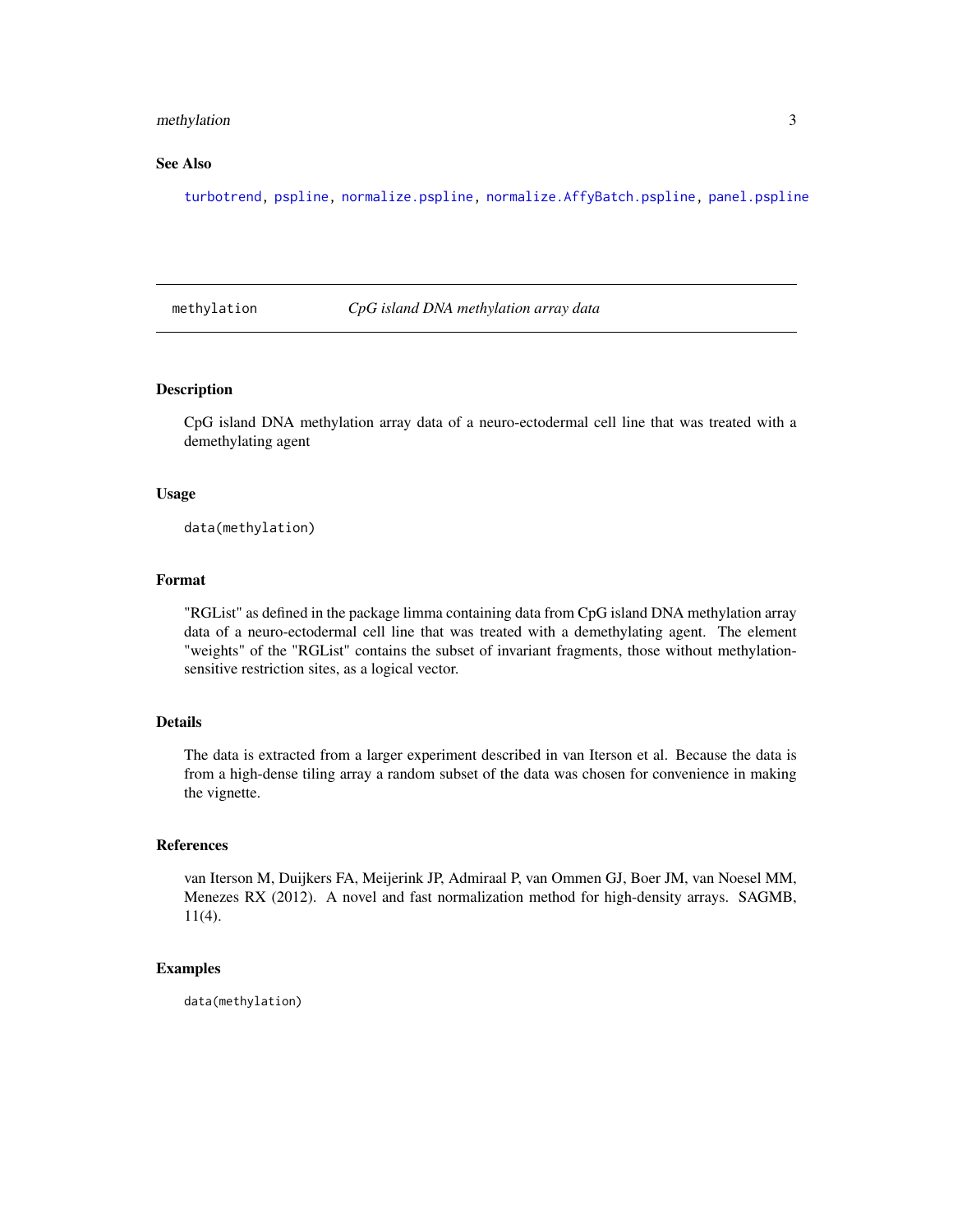## See Also

turbotrend, pspline, normalize.pspline, normalize.AffyBatch.pspline, panel.pspline

---

# methylation *CpG island DNA methylation array data*

---

## Description

CpG island DNA methylation array data of a neuro-ectodermal cell line that was treated with a demethylating agent

## Usage

```
data(methylation)
```

## Format

"RGList" as defined in the package limma containing data from CpG island DNA methylation array data of a neuro-ectodermal cell line that was treated with a demethylating agent. The element "weights" of the "RGList" contains the subset of invariant fragments, those without methylation-sensitive restriction sites, as a logical vector.

## Details

The data is extracted from a larger experiment described in van Iterson et al. Because the data is from a high-dense tiling array a random subset of the data was chosen for convenience in making the vignette.

## References

van Iterson M, Duijkers FA, Meijerink JP, Admiraal P, van Ommen GJ, Boer JM, van Noesel MM, Menezes RX (2012). A novel and fast normalization method for high-density arrays. SAGMB, 11(4).

## Examples

```
data(methylation)
```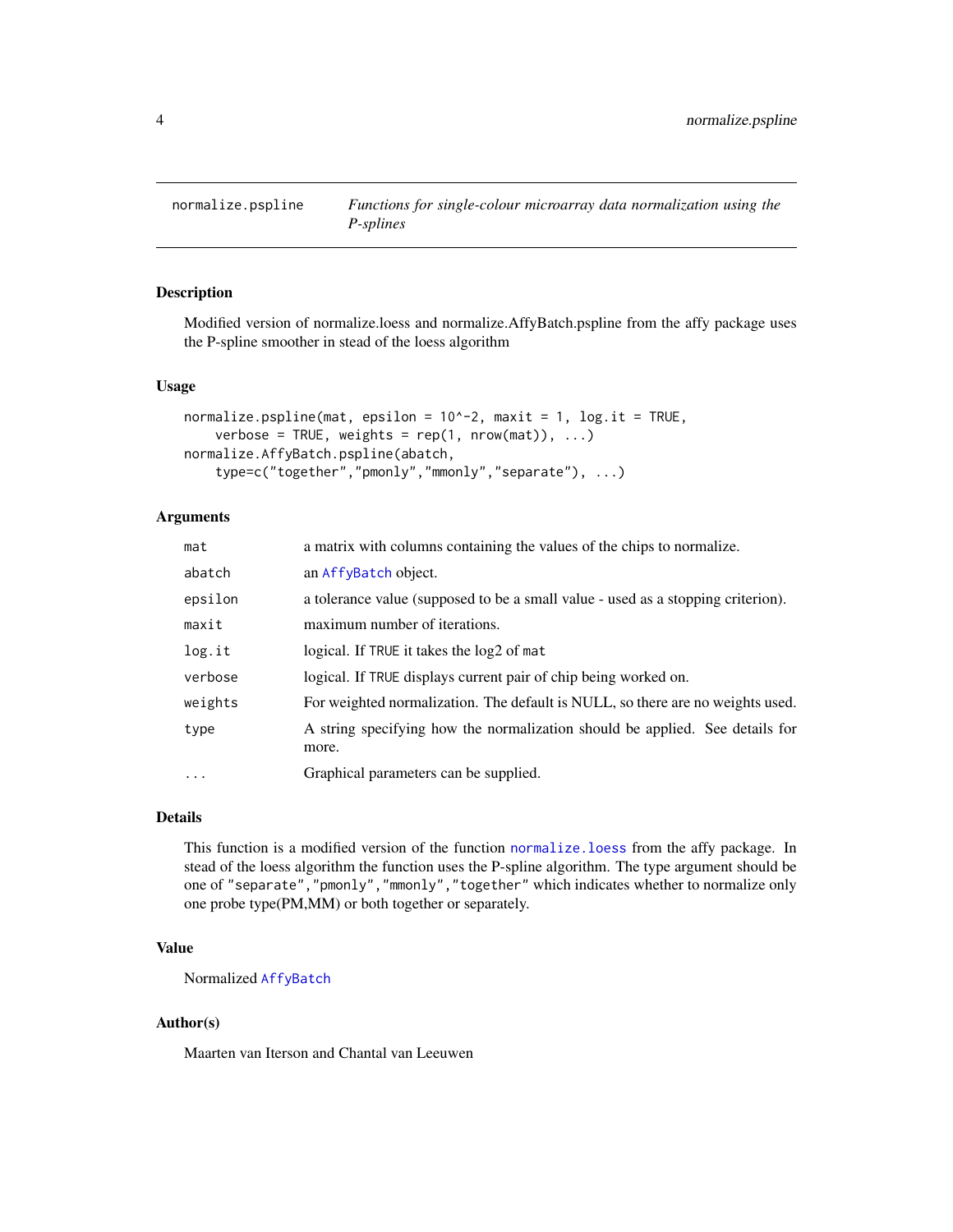normalize.pspline — *Functions for single-colour microarray data normalization using the P-splines*

## Description

Modified version of normalize.loess and normalize.AffyBatch.pspline from the affy package uses the P-spline smoother in stead of the loess algorithm

## Usage

```
normalize.pspline(mat, epsilon = 10^-2, maxit = 1, log.it = TRUE,
    verbose = TRUE, weights = rep(1, nrow(mat)), ...)
normalize.AffyBatch.pspline(abatch,
    type=c("together","pmonly","mmonly","separate"), ...)
```

## Arguments

| | |
|---|---|
| `mat` | a matrix with columns containing the values of the chips to normalize. |
| `abatch` | an `AffyBatch` object. |
| `epsilon` | a tolerance value (supposed to be a small value - used as a stopping criterion). |
| `maxit` | maximum number of iterations. |
| `log.it` | logical. If `TRUE` it takes the log2 of `mat` |
| `verbose` | logical. If `TRUE` displays current pair of chip being worked on. |
| `weights` | For weighted normalization. The default is NULL, so there are no weights used. |
| `type` | A string specifying how the normalization should be applied. See details for more. |
| `...` | Graphical parameters can be supplied. |

## Details

This function is a modified version of the function `normalize.loess` from the affy package. In stead of the loess algorithm the function uses the P-spline algorithm. The type argument should be one of `"separate","pmonly","mmonly","together"` which indicates whether to normalize only one probe type(PM,MM) or both together or separately.

## Value

Normalized `AffyBatch`

## Author(s)

Maarten van Iterson and Chantal van Leeuwen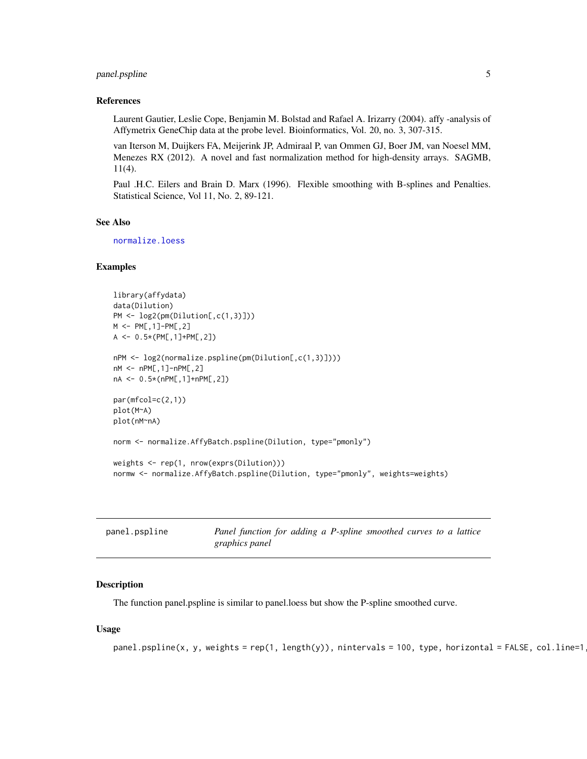### References

Laurent Gautier, Leslie Cope, Benjamin M. Bolstad and Rafael A. Irizarry (2004). affy -analysis of Affymetrix GeneChip data at the probe level. Bioinformatics, Vol. 20, no. 3, 307-315.

van Iterson M, Duijkers FA, Meijerink JP, Admiraal P, van Ommen GJ, Boer JM, van Noesel MM, Menezes RX (2012). A novel and fast normalization method for high-density arrays. SAGMB, 11(4).

Paul .H.C. Eilers and Brain D. Marx (1996). Flexible smoothing with B-splines and Penalties. Statistical Science, Vol 11, No. 2, 89-121.

### See Also

normalize.loess

### Examples

```
library(affydata)
data(Dilution)
PM <- log2(pm(Dilution[,c(1,3)]))
M <- PM[,1]-PM[,2]
A <- 0.5*(PM[,1]+PM[,2])

nPM <- log2(normalize.pspline(pm(Dilution[,c(1,3)])))
nM <- nPM[,1]-nPM[,2]
nA <- 0.5*(nPM[,1]+nPM[,2])

par(mfcol=c(2,1))
plot(M~A)
plot(nM~nA)

norm <- normalize.AffyBatch.pspline(Dilution, type="pmonly")

weights <- rep(1, nrow(exprs(Dilution)))
normw <- normalize.AffyBatch.pspline(Dilution, type="pmonly", weights=weights)
```

---

## panel.pspline — *Panel function for adding a P-spline smoothed curves to a lattice graphics panel*

---

### Description

The function panel.pspline is similar to panel.loess but show the P-spline smoothed curve.

### Usage

```
panel.pspline(x, y, weights = rep(1, length(y)), nintervals = 100, type, horizontal = FALSE, col.line=1,
```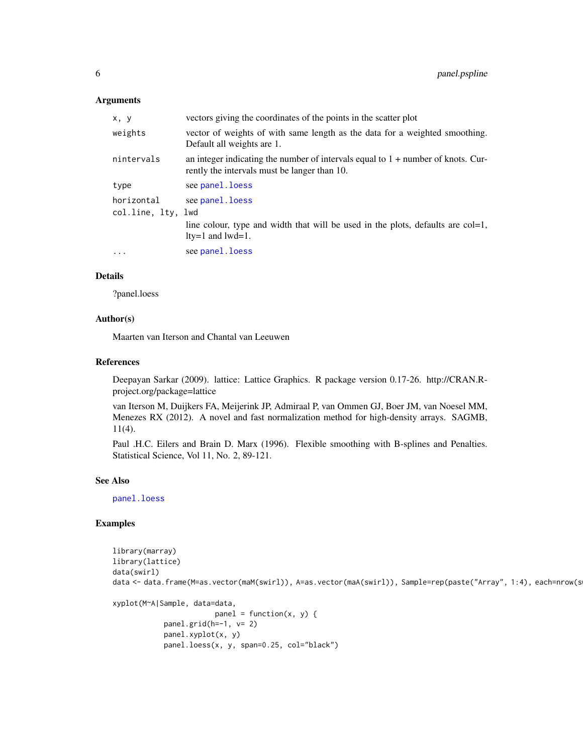## Arguments

| | |
|---|---|
| `x, y` | vectors giving the coordinates of the points in the scatter plot |
| `weights` | vector of weights of with same length as the data for a weighted smoothing. Default all weights are 1. |
| `nintervals` | an integer indicating the number of intervals equal to 1 + number of knots. Currently the intervals must be langer than 10. |
| `type` | see `panel.loess` |
| `horizontal` | see `panel.loess` |
| `col.line, lty, lwd` | line colour, type and width that will be used in the plots, defaults are col=1, lty=1 and lwd=1. |
| `...` | see `panel.loess` |

## Details

?panel.loess

## Author(s)

Maarten van Iterson and Chantal van Leeuwen

## References

Deepayan Sarkar (2009). lattice: Lattice Graphics. R package version 0.17-26. http://CRAN.R-project.org/package=lattice

van Iterson M, Duijkers FA, Meijerink JP, Admiraal P, van Ommen GJ, Boer JM, van Noesel MM, Menezes RX (2012). A novel and fast normalization method for high-density arrays. SAGMB, 11(4).

Paul .H.C. Eilers and Brain D. Marx (1996). Flexible smoothing with B-splines and Penalties. Statistical Science, Vol 11, No. 2, 89-121.

## See Also

`panel.loess`

## Examples

```
library(marray)
library(lattice)
data(swirl)
data <- data.frame(M=as.vector(maM(swirl)), A=as.vector(maA(swirl)), Sample=rep(paste("Array", 1:4), each=nrow(s

xyplot(M~A|Sample, data=data,
                       panel = function(x, y) {
            panel.grid(h=-1, v= 2)
            panel.xyplot(x, y)
            panel.loess(x, y, span=0.25, col="black")
```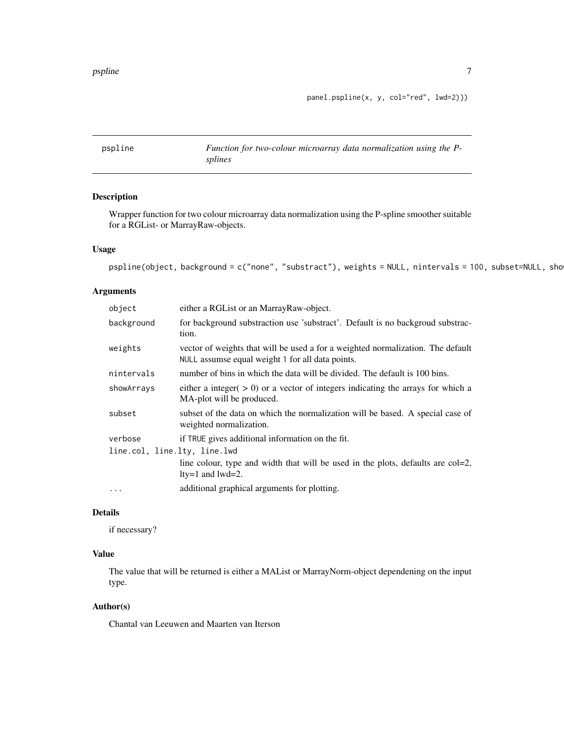```
panel.pspline(x, y, col="red", lwd=2)})
```

---

pspline — *Function for two-colour microarray data normalization using the P-splines*

---

## Description

Wrapper function for two colour microarray data normalization using the P-spline smoother suitable for a RGList- or MarrayRaw-objects.

## Usage

```
pspline(object, background = c("none", "substract"), weights = NULL, nintervals = 100, subset=NULL, sho
```

## Arguments

| | |
|---|---|
| `object` | either a RGList or an MarrayRaw-object. |
| `background` | for background substraction use 'substract'. Default is no backgroud substraction. |
| `weights` | vector of weights that will be used a for a weighted normalization. The default `NULL` assumse equal weight `1` for all data points. |
| `nintervals` | number of bins in which the data will be divided. The default is 100 bins. |
| `showArrays` | either a integer( > 0) or a vector of integers indicating the arrays for which a MA-plot will be produced. |
| `subset` | subset of the data on which the normalization will be based. A special case of weighted normalization. |
| `verbose` | if `TRUE` gives additional information on the fit. |
| `line.col, line.lty, line.lwd` | line colour, type and width that will be used in the plots, defaults are col=2, lty=1 and lwd=2. |
| `...` | additional graphical arguments for plotting. |

## Details

if necessary?

## Value

The value that will be returned is either a MAList or MarrayNorm-object dependening on the input type.

## Author(s)

Chantal van Leeuwen and Maarten van Iterson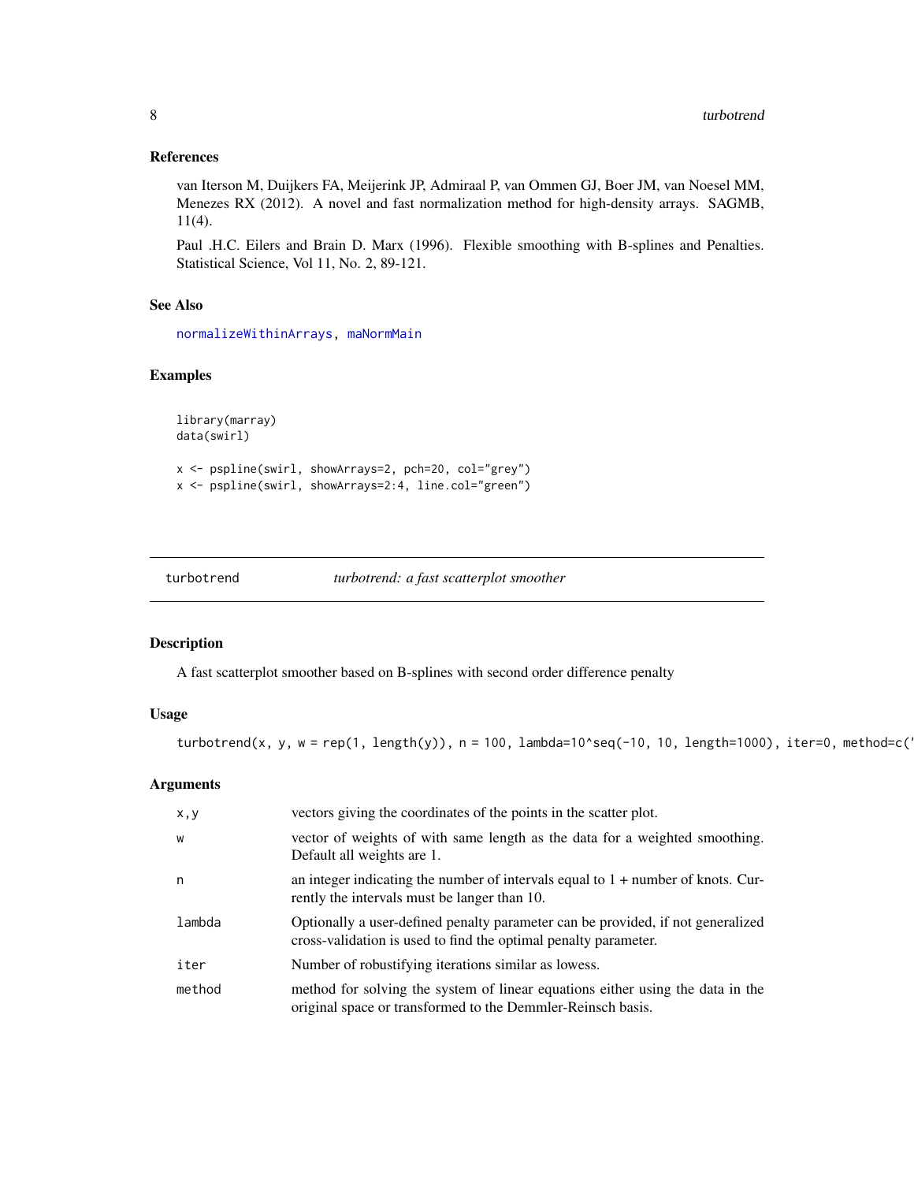### References

van Iterson M, Duijkers FA, Meijerink JP, Admiraal P, van Ommen GJ, Boer JM, van Noesel MM, Menezes RX (2012). A novel and fast normalization method for high-density arrays. SAGMB, 11(4).

Paul .H.C. Eilers and Brain D. Marx (1996). Flexible smoothing with B-splines and Penalties. Statistical Science, Vol 11, No. 2, 89-121.

### See Also

normalizeWithinArrays, maNormMain

### Examples

```
library(marray)
data(swirl)

x <- pspline(swirl, showArrays=2, pch=20, col="grey")
x <- pspline(swirl, showArrays=2:4, line.col="green")
```

---

## turbotrend — *turbotrend: a fast scatterplot smoother*

### Description

A fast scatterplot smoother based on B-splines with second order difference penalty

### Usage

```
turbotrend(x, y, w = rep(1, length(y)), n = 100, lambda=10^seq(-10, 10, length=1000), iter=0, method=c('
```

### Arguments

| | |
|---|---|
| x,y | vectors giving the coordinates of the points in the scatter plot. |
| w | vector of weights of with same length as the data for a weighted smoothing. Default all weights are 1. |
| n | an integer indicating the number of intervals equal to 1 + number of knots. Currently the intervals must be langer than 10. |
| lambda | Optionally a user-defined penalty parameter can be provided, if not generalized cross-validation is used to find the optimal penalty parameter. |
| iter | Number of robustifying iterations similar as lowess. |
| method | method for solving the system of linear equations either using the data in the original space or transformed to the Demmler-Reinsch basis. |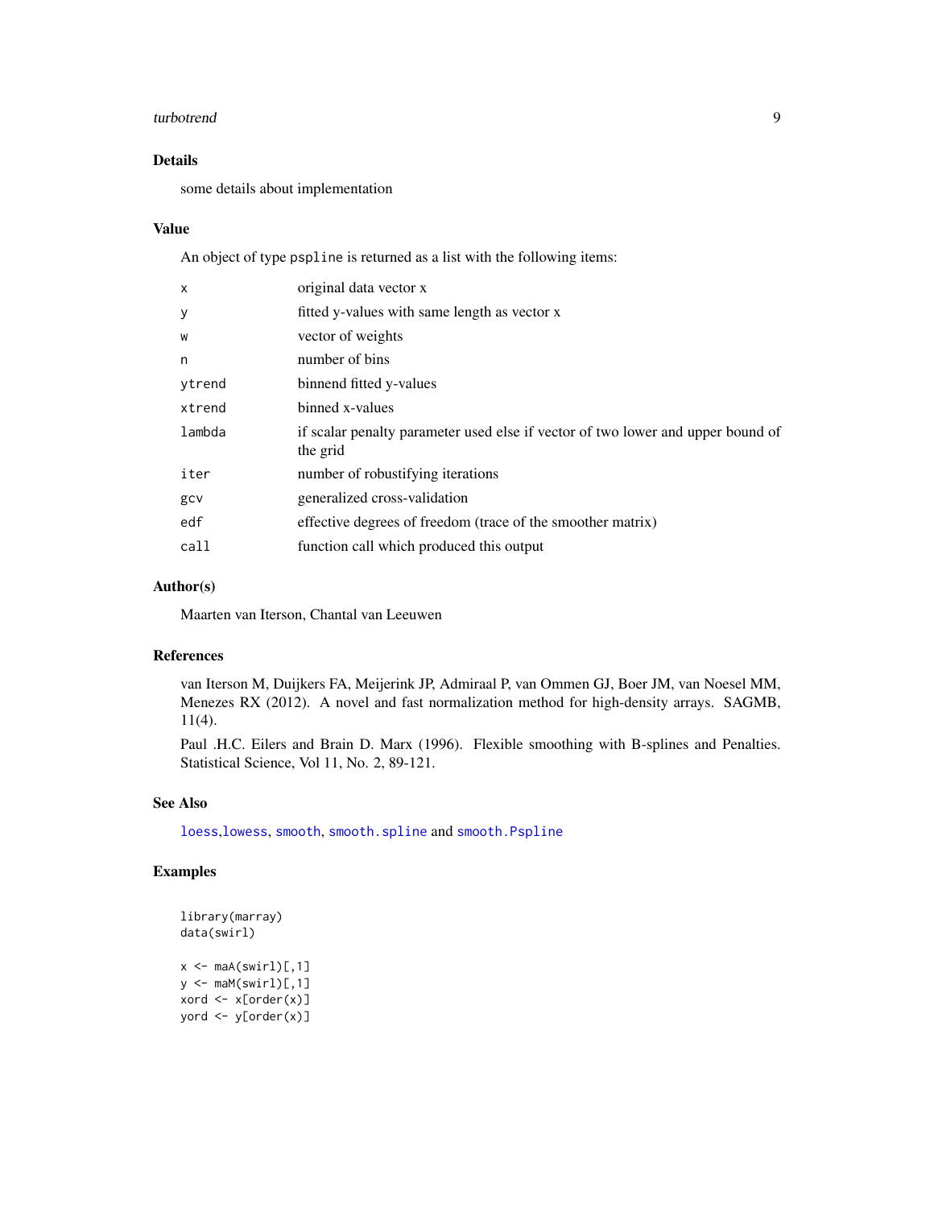## Details

some details about implementation

## Value

An object of type `pspline` is returned as a list with the following items:

| | |
|---|---|
| `x` | original data vector x |
| `y` | fitted y-values with same length as vector x |
| `w` | vector of weights |
| `n` | number of bins |
| `ytrend` | binnend fitted y-values |
| `xtrend` | binned x-values |
| `lambda` | if scalar penalty parameter used else if vector of two lower and upper bound of the grid |
| `iter` | number of robustifying iterations |
| `gcv` | generalized cross-validation |
| `edf` | effective degrees of freedom (trace of the smoother matrix) |
| `call` | function call which produced this output |

## Author(s)

Maarten van Iterson, Chantal van Leeuwen

## References

van Iterson M, Duijkers FA, Meijerink JP, Admiraal P, van Ommen GJ, Boer JM, van Noesel MM, Menezes RX (2012). A novel and fast normalization method for high-density arrays. SAGMB, 11(4).

Paul .H.C. Eilers and Brain D. Marx (1996). Flexible smoothing with B-splines and Penalties. Statistical Science, Vol 11, No. 2, 89-121.

## See Also

`loess`,`lowess`, `smooth`, `smooth.spline` and `smooth.Pspline`

## Examples

```
library(marray)
data(swirl)

x <- maA(swirl)[,1]
y <- maM(swirl)[,1]
xord <- x[order(x)]
yord <- y[order(x)]
```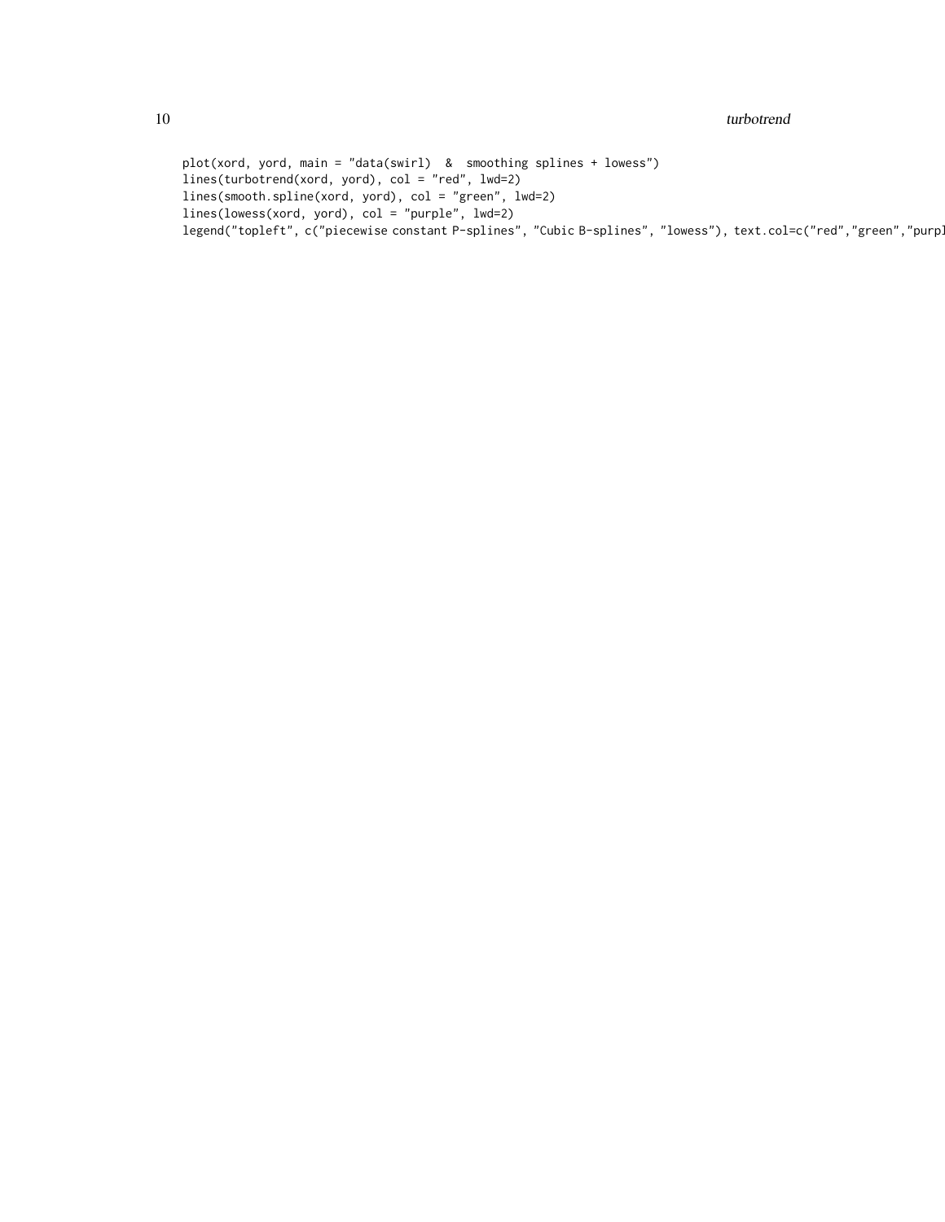```
plot(xord, yord, main = "data(swirl)  &  smoothing splines + lowess")
lines(turbotrend(xord, yord), col = "red", lwd=2)
lines(smooth.spline(xord, yord), col = "green", lwd=2)
lines(lowess(xord, yord), col = "purple", lwd=2)
legend("topleft", c("piecewise constant P-splines", "Cubic B-splines", "lowess"), text.col=c("red","green","purpl
```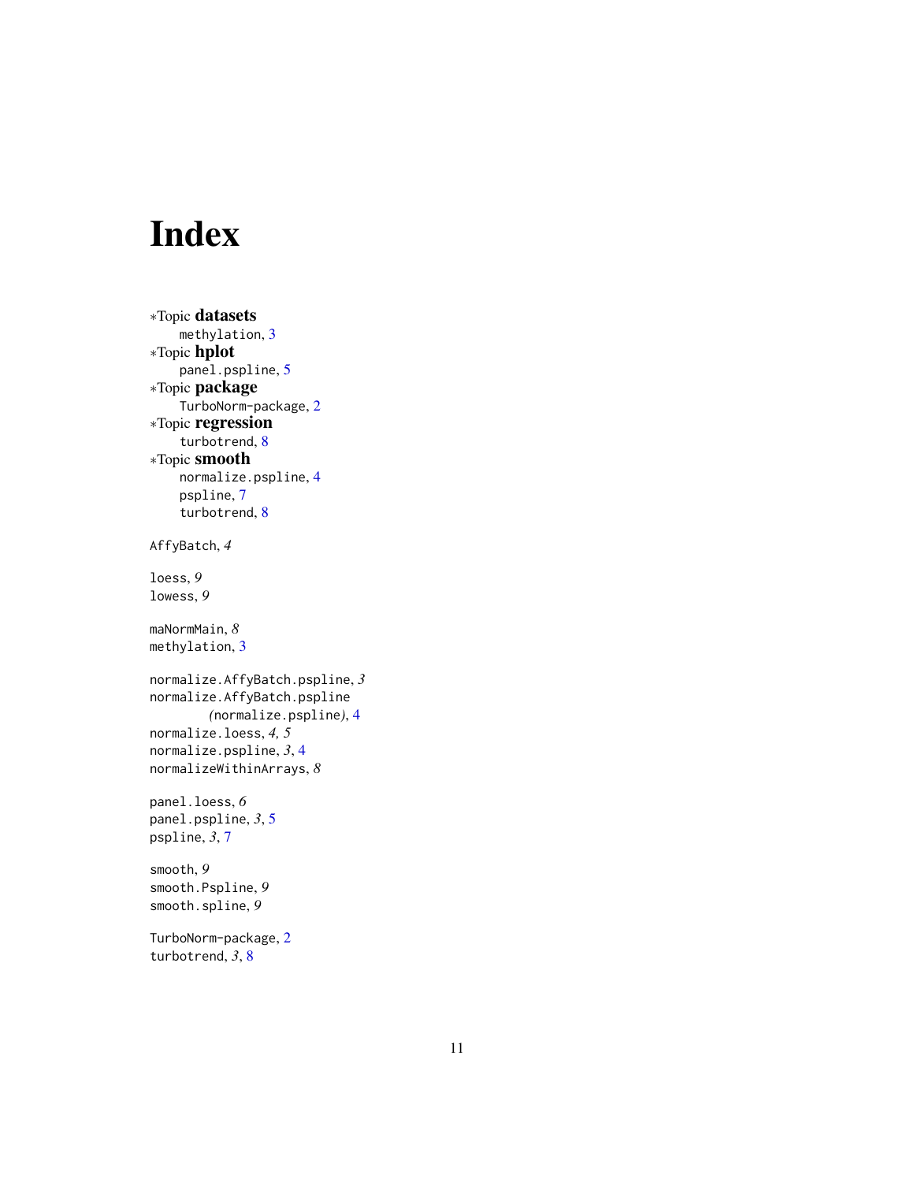# Index

*Topic **datasets**
    methylation, 3
*Topic **hplot**
    panel.pspline, 5
*Topic **package**
    TurboNorm-package, 2
*Topic **regression**
    turbotrend, 8
*Topic **smooth**
    normalize.pspline, 4
    pspline, 7
    turbotrend, 8

AffyBatch, *4*

loess, *9*
lowess, *9*

maNormMain, *8*
methylation, 3

normalize.AffyBatch.pspline, *3*
normalize.AffyBatch.pspline
        *(*normalize.pspline*)*, 4
normalize.loess, *4, 5*
normalize.pspline, *3*, 4
normalizeWithinArrays, *8*

panel.loess, *6*
panel.pspline, *3*, 5
pspline, *3*, 7

smooth, *9*
smooth.Pspline, *9*
smooth.spline, *9*

TurboNorm-package, 2
turbotrend, *3*, 8